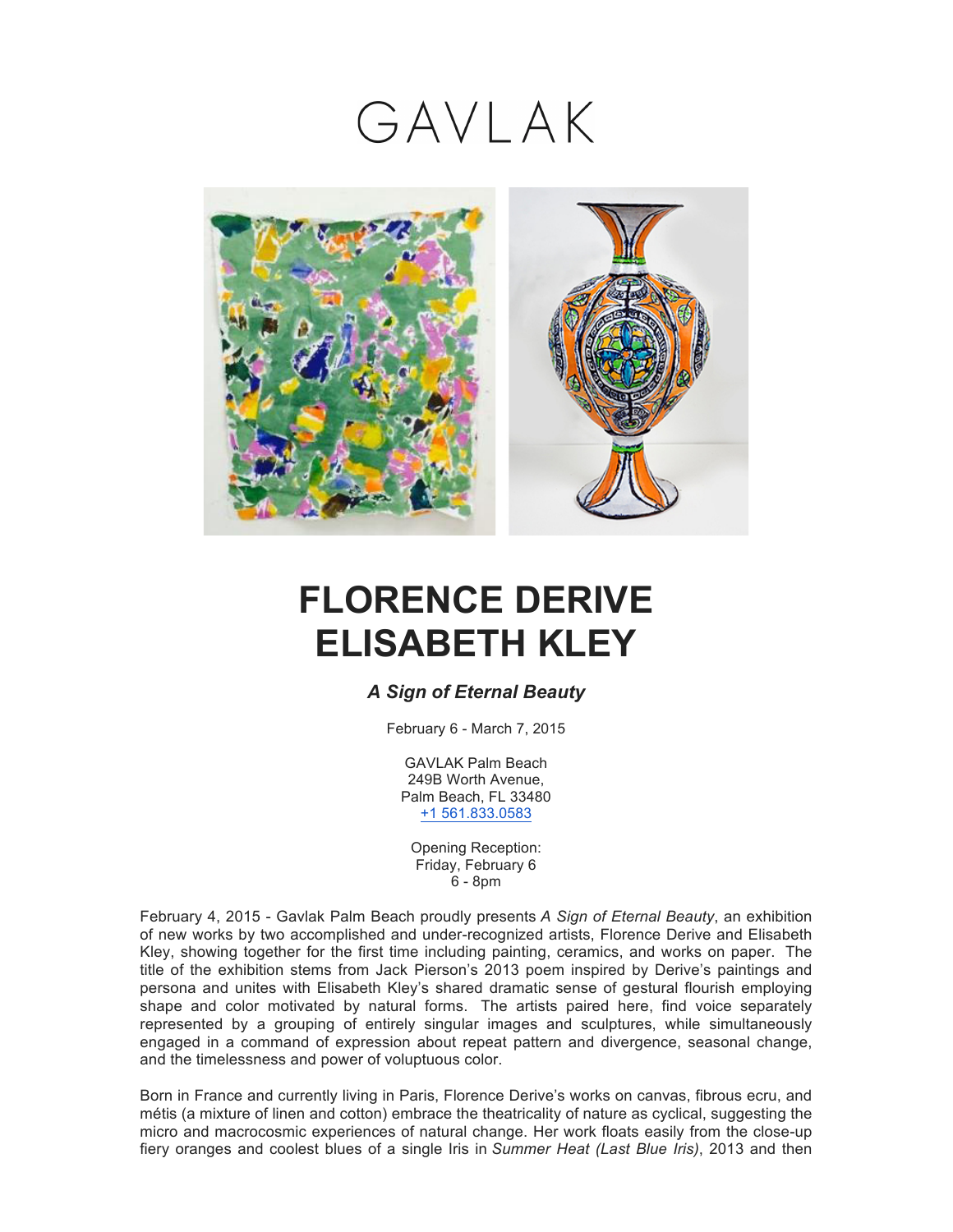GAVLAK

# FLORENCE DERIVE
# ELISABETH KLEY

### *A Sign of Eternal Beauty*

February 6 - March 7, 2015

GAVLAK Palm Beach
249B Worth Avenue,
Palm Beach, FL 33480
+1 561.833.0583

Opening Reception:
Friday, February 6
6 - 8pm

February 4, 2015 - Gavlak Palm Beach proudly presents *A Sign of Eternal Beauty*, an exhibition of new works by two accomplished and under-recognized artists, Florence Derive and Elisabeth Kley, showing together for the first time including painting, ceramics, and works on paper. The title of the exhibition stems from Jack Pierson's 2013 poem inspired by Derive's paintings and persona and unites with Elisabeth Kley's shared dramatic sense of gestural flourish employing shape and color motivated by natural forms. The artists paired here, find voice separately represented by a grouping of entirely singular images and sculptures, while simultaneously engaged in a command of expression about repeat pattern and divergence, seasonal change, and the timelessness and power of voluptuous color.

Born in France and currently living in Paris, Florence Derive's works on canvas, fibrous ecru, and métis (a mixture of linen and cotton) embrace the theatricality of nature as cyclical, suggesting the micro and macrocosmic experiences of natural change. Her work floats easily from the close-up fiery oranges and coolest blues of a single Iris in *Summer Heat (Last Blue Iris)*, 2013 and then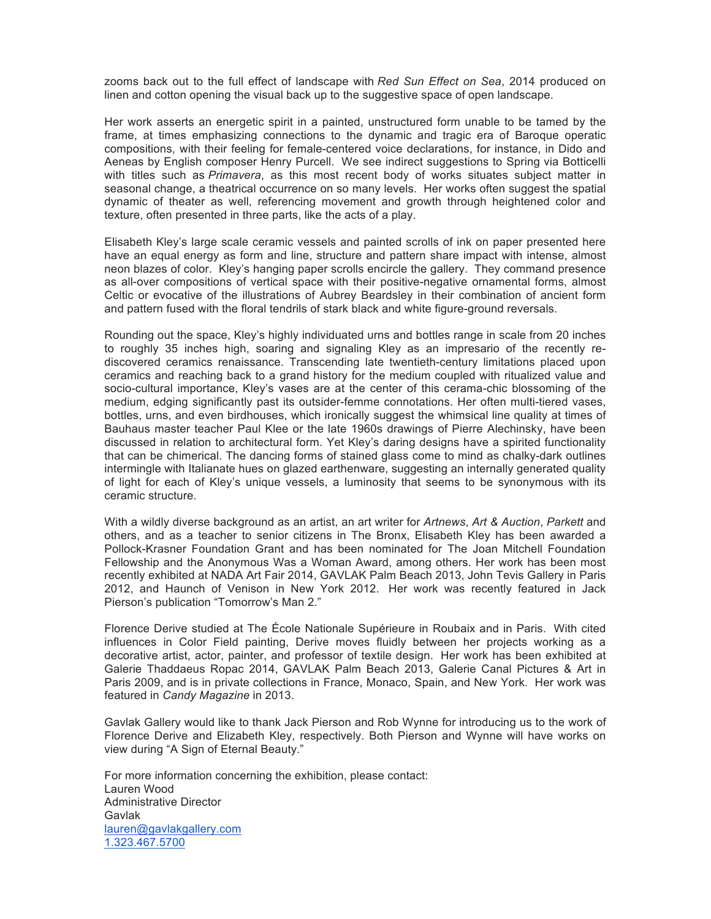zooms back out to the full effect of landscape with *Red Sun Effect on Sea*, 2014 produced on linen and cotton opening the visual back up to the suggestive space of open landscape.

Her work asserts an energetic spirit in a painted, unstructured form unable to be tamed by the frame, at times emphasizing connections to the dynamic and tragic era of Baroque operatic compositions, with their feeling for female-centered voice declarations, for instance, in Dido and Aeneas by English composer Henry Purcell. We see indirect suggestions to Spring via Botticelli with titles such as *Primavera*, as this most recent body of works situates subject matter in seasonal change, a theatrical occurrence on so many levels. Her works often suggest the spatial dynamic of theater as well, referencing movement and growth through heightened color and texture, often presented in three parts, like the acts of a play.

Elisabeth Kley's large scale ceramic vessels and painted scrolls of ink on paper presented here have an equal energy as form and line, structure and pattern share impact with intense, almost neon blazes of color. Kley's hanging paper scrolls encircle the gallery. They command presence as all-over compositions of vertical space with their positive-negative ornamental forms, almost Celtic or evocative of the illustrations of Aubrey Beardsley in their combination of ancient form and pattern fused with the floral tendrils of stark black and white figure-ground reversals.

Rounding out the space, Kley's highly individuated urns and bottles range in scale from 20 inches to roughly 35 inches high, soaring and signaling Kley as an impresario of the recently re-discovered ceramics renaissance. Transcending late twentieth-century limitations placed upon ceramics and reaching back to a grand history for the medium coupled with ritualized value and socio-cultural importance, Kley's vases are at the center of this cerama-chic blossoming of the medium, edging significantly past its outsider-femme connotations. Her often multi-tiered vases, bottles, urns, and even birdhouses, which ironically suggest the whimsical line quality at times of Bauhaus master teacher Paul Klee or the late 1960s drawings of Pierre Alechinsky, have been discussed in relation to architectural form. Yet Kley's daring designs have a spirited functionality that can be chimerical. The dancing forms of stained glass come to mind as chalky-dark outlines intermingle with Italianate hues on glazed earthenware, suggesting an internally generated quality of light for each of Kley's unique vessels, a luminosity that seems to be synonymous with its ceramic structure.

With a wildly diverse background as an artist, an art writer for *Artnews*, *Art & Auction*, *Parkett* and others, and as a teacher to senior citizens in The Bronx, Elisabeth Kley has been awarded a Pollock-Krasner Foundation Grant and has been nominated for The Joan Mitchell Foundation Fellowship and the Anonymous Was a Woman Award, among others. Her work has been most recently exhibited at NADA Art Fair 2014, GAVLAK Palm Beach 2013, John Tevis Gallery in Paris 2012, and Haunch of Venison in New York 2012. Her work was recently featured in Jack Pierson's publication "Tomorrow's Man 2."

Florence Derive studied at The École Nationale Supérieure in Roubaix and in Paris. With cited influences in Color Field painting, Derive moves fluidly between her projects working as a decorative artist, actor, painter, and professor of textile design. Her work has been exhibited at Galerie Thaddaeus Ropac 2014, GAVLAK Palm Beach 2013, Galerie Canal Pictures & Art in Paris 2009, and is in private collections in France, Monaco, Spain, and New York. Her work was featured in *Candy Magazine* in 2013.

Gavlak Gallery would like to thank Jack Pierson and Rob Wynne for introducing us to the work of Florence Derive and Elizabeth Kley, respectively. Both Pierson and Wynne will have works on view during "A Sign of Eternal Beauty."

For more information concerning the exhibition, please contact:
Lauren Wood
Administrative Director
Gavlak
lauren@gavlakgallery.com
1.323.467.5700